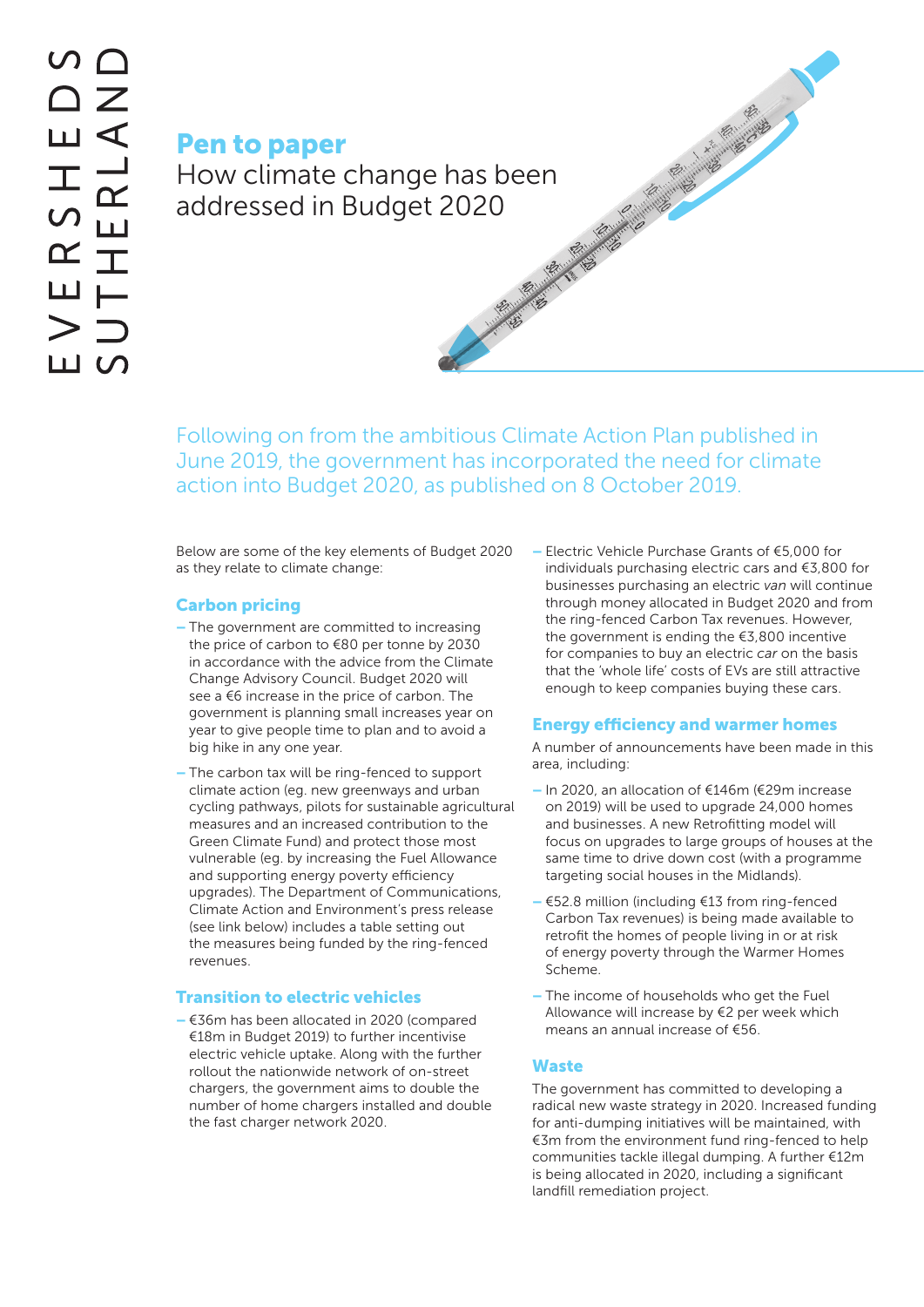# Pen to paper

How climate change has been addressed in Budget 2020

Following on from the ambitious Climate Action Plan published in June 2019, the government has incorporated the need for climate action into Budget 2020, as published on 8 October 2019.

Below are some of the key elements of Budget 2020 as they relate to climate change:

## Carbon pricing

- The government are committed to increasing the price of carbon to €80 per tonne by 2030 in accordance with the advice from the Climate Change Advisory Council. Budget 2020 will see a €6 increase in the price of carbon. The government is planning small increases year on year to give people time to plan and to avoid a big hike in any one year.
- The carbon tax will be ring-fenced to support climate action (eg. new greenways and urban cycling pathways, pilots for sustainable agricultural measures and an increased contribution to the Green Climate Fund) and protect those most vulnerable (eg. by increasing the Fuel Allowance and supporting energy poverty efficiency upgrades). The Department of Communications, Climate Action and Environment's press release (see link below) includes a table setting out the measures being funded by the ring-fenced revenues.

## Transition to electric vehicles

- €36m has been allocated in 2020 (compared €18m in Budget 2019) to further incentivise electric vehicle uptake. Along with the further rollout the nationwide network of on-street chargers, the government aims to double the number of home chargers installed and double the fast charger network 2020.
- Electric Vehicle Purchase Grants of €5,000 for individuals purchasing electric cars and €3,800 for businesses purchasing an electric *van* will continue through money allocated in Budget 2020 and from the ring-fenced Carbon Tax revenues. However, the government is ending the €3,800 incentive for companies to buy an electric *car* on the basis that the 'whole life' costs of EVs are still attractive enough to keep companies buying these cars.

## Energy efficiency and warmer homes

A number of announcements have been made in this area, including:

- In 2020, an allocation of €146m (€29m increase on 2019) will be used to upgrade 24,000 homes and businesses. A new Retrofitting model will focus on upgrades to large groups of houses at the same time to drive down cost (with a programme targeting social houses in the Midlands).
- €52.8 million (including €13 from ring-fenced Carbon Tax revenues) is being made available to retrofit the homes of people living in or at risk of energy poverty through the Warmer Homes Scheme.
- The income of households who get the Fuel Allowance will increase by €2 per week which means an annual increase of €56.

## Waste

The government has committed to developing a radical new waste strategy in 2020. Increased funding for anti-dumping initiatives will be maintained, with €3m from the environment fund ring-fenced to help communities tackle illegal dumping. A further €12m is being allocated in 2020, including a significant landfill remediation project.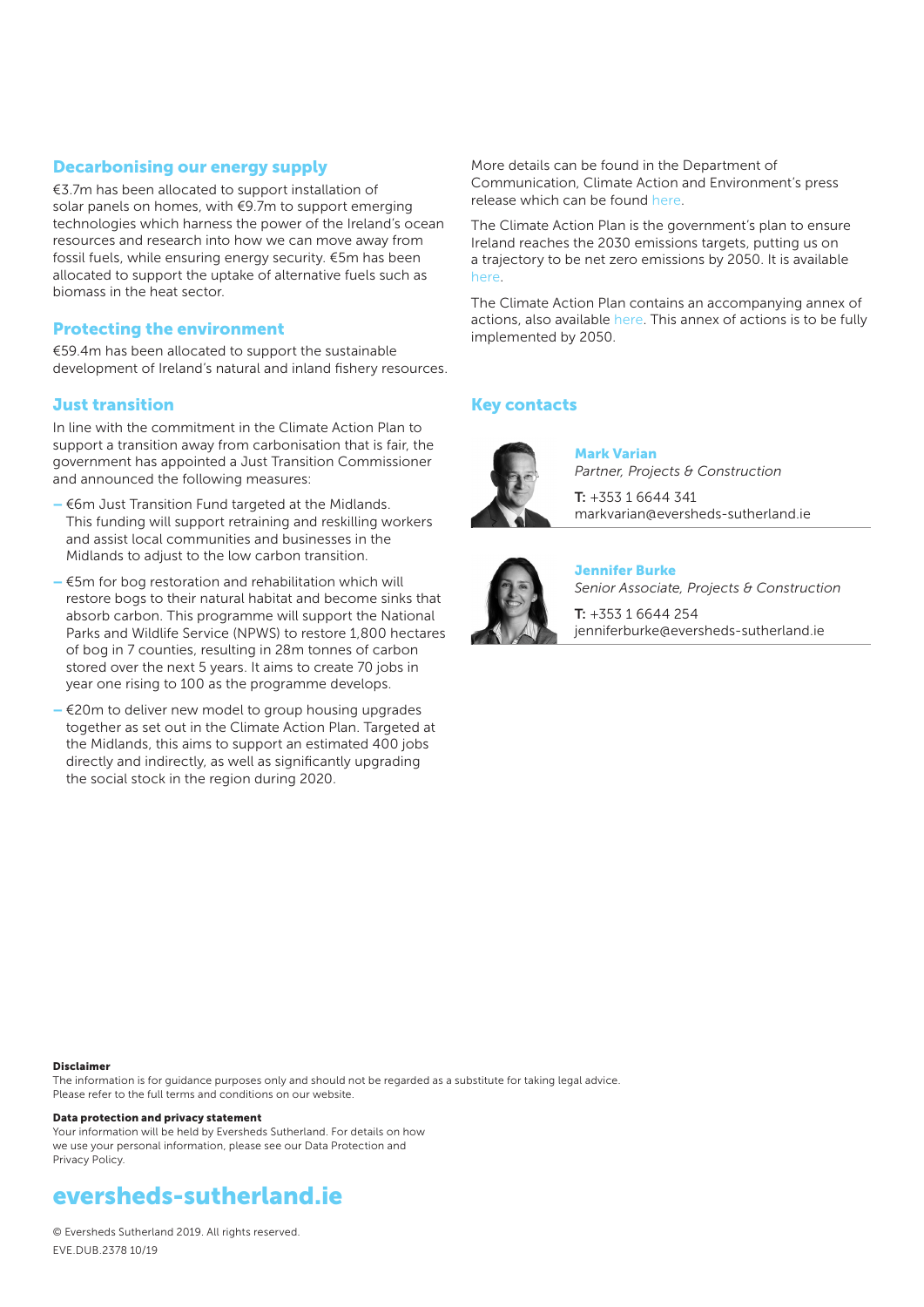## Decarbonising our energy supply

€3.7m has been allocated to support installation of solar panels on homes, with €9.7m to support emerging technologies which harness the power of the Ireland's ocean resources and research into how we can move away from fossil fuels, while ensuring energy security. €5m has been allocated to support the uptake of alternative fuels such as biomass in the heat sector.

## Protecting the environment

€59.4m has been allocated to support the sustainable development of Ireland's natural and inland fishery resources.

## Just transition

In line with the commitment in the Climate Action Plan to support a transition away from carbonisation that is fair, the government has appointed a Just Transition Commissioner and announced the following measures:

- €6m Just Transition Fund targeted at the Midlands. This funding will support retraining and reskilling workers and assist local communities and businesses in the Midlands to adjust to the low carbon transition.
- €5m for bog restoration and rehabilitation which will restore bogs to their natural habitat and become sinks that absorb carbon. This programme will support the National Parks and Wildlife Service (NPWS) to restore 1,800 hectares of bog in 7 counties, resulting in 28m tonnes of carbon stored over the next 5 years. It aims to create 70 jobs in year one rising to 100 as the programme develops.
- €20m to deliver new model to group housing upgrades together as set out in the Climate Action Plan. Targeted at the Midlands, this aims to support an estimated 400 jobs directly and indirectly, as well as significantly upgrading the social stock in the region during 2020.

More details can be found in the Department of Communication, Climate Action and Environment's press release which can be found here.

The Climate Action Plan is the government's plan to ensure Ireland reaches the 2030 emissions targets, putting us on a trajectory to be net zero emissions by 2050. It is available here.

The Climate Action Plan contains an accompanying annex of actions, also available here. This annex of actions is to be fully implemented by 2050.

## Key contacts

**Mark Varian**
*Partner, Projects & Construction*

**T:** +353 1 6644 341
markvarian@eversheds-sutherland.ie

**Jennifer Burke**
*Senior Associate, Projects & Construction*

**T:** +353 1 6644 254
jenniferburke@eversheds-sutherland.ie

**Disclaimer**
The information is for guidance purposes only and should not be regarded as a substitute for taking legal advice.
Please refer to the full terms and conditions on our website.

**Data protection and privacy statement**
Your information will be held by Eversheds Sutherland. For details on how we use your personal information, please see our Data Protection and Privacy Policy.

**eversheds-sutherland.ie**

© Eversheds Sutherland 2019. All rights reserved.
EVE.DUB.2378 10/19